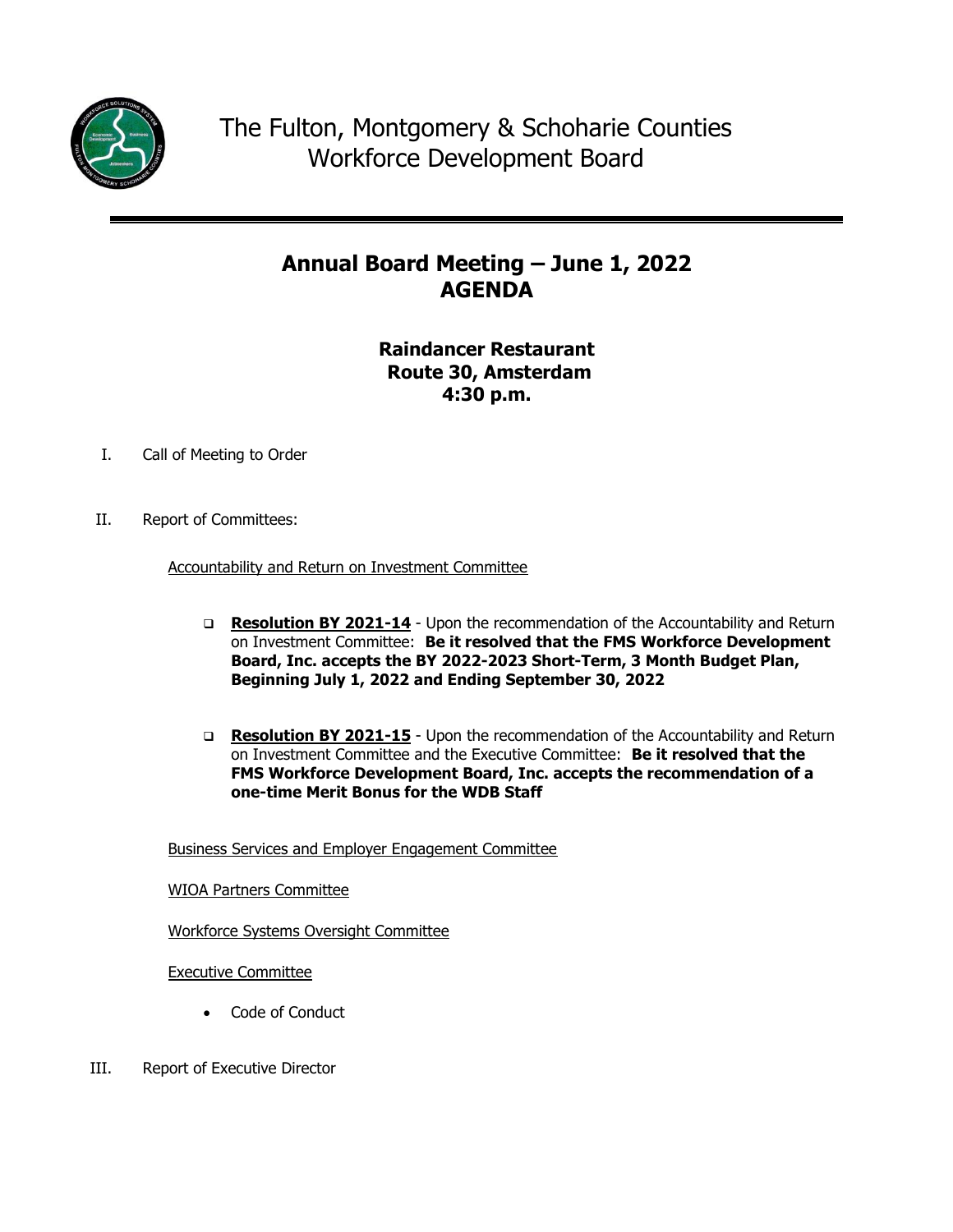# The Fulton, Montgomery & Schoharie Counties Workforce Development Board

## Annual Board Meeting – June 1, 2022
## AGENDA

**Raindancer Restaurant**
**Route 30, Amsterdam**
**4:30 p.m.**

I. Call of Meeting to Order

II. Report of Committees:

Accountability and Return on Investment Committee

- **Resolution BY 2021-14** - Upon the recommendation of the Accountability and Return on Investment Committee: **Be it resolved that the FMS Workforce Development Board, Inc. accepts the BY 2022-2023 Short-Term, 3 Month Budget Plan, Beginning July 1, 2022 and Ending September 30, 2022**

- **Resolution BY 2021-15** - Upon the recommendation of the Accountability and Return on Investment Committee and the Executive Committee: **Be it resolved that the FMS Workforce Development Board, Inc. accepts the recommendation of a one-time Merit Bonus for the WDB Staff**

Business Services and Employer Engagement Committee

WIOA Partners Committee

Workforce Systems Oversight Committee

Executive Committee

- Code of Conduct

III. Report of Executive Director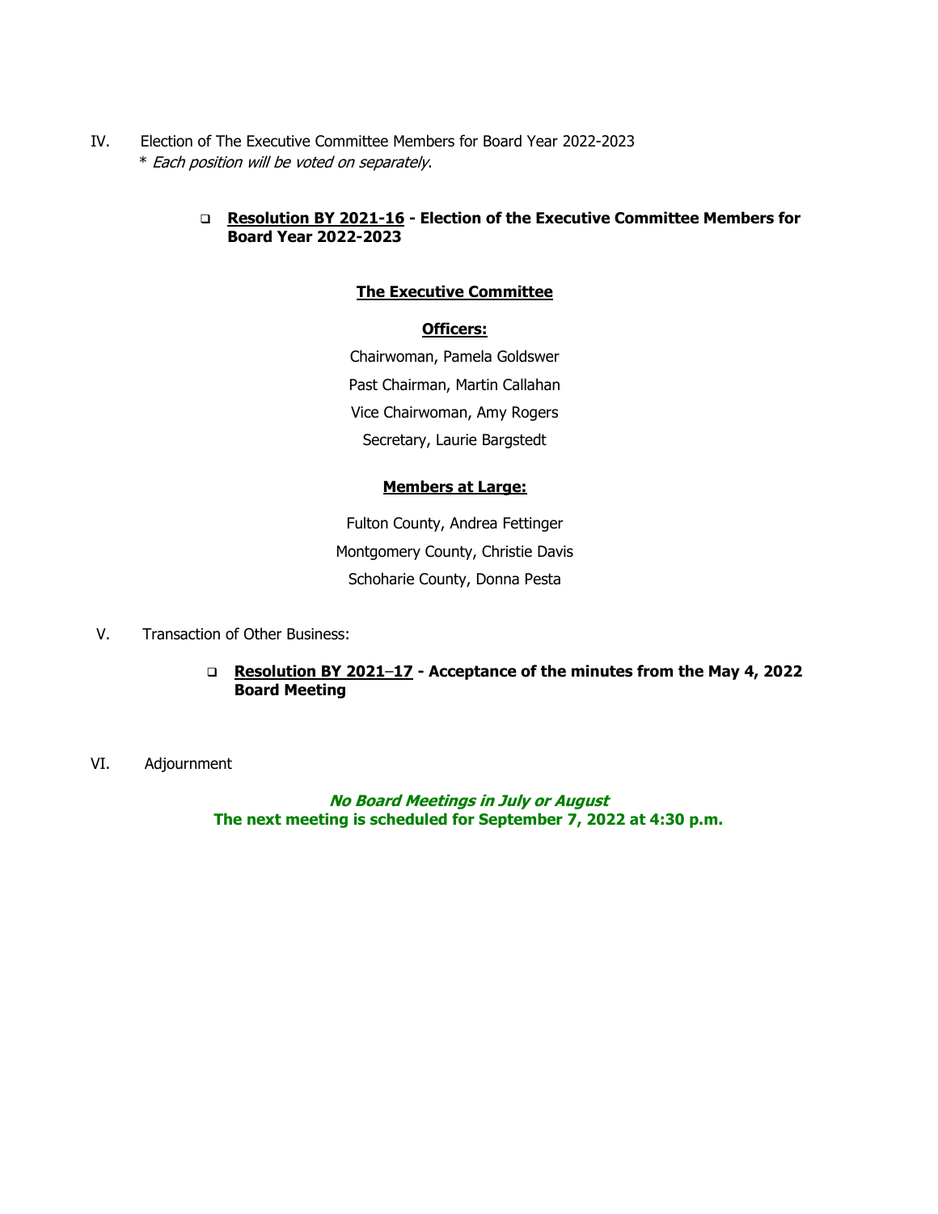IV. Election of The Executive Committee Members for Board Year 2022-2023
\* *Each position will be voted on separately*.

- **Resolution BY 2021-16 - Election of the Executive Committee Members for Board Year 2022-2023**

**The Executive Committee**

**Officers:**

Chairwoman, Pamela Goldswer

Past Chairman, Martin Callahan

Vice Chairwoman, Amy Rogers

Secretary, Laurie Bargstedt

**Members at Large:**

Fulton County, Andrea Fettinger

Montgomery County, Christie Davis

Schoharie County, Donna Pesta

V. Transaction of Other Business:

- **Resolution BY 2021–17 - Acceptance of the minutes from the May 4, 2022 Board Meeting**

VI. Adjournment

***No Board Meetings in July or August***
**The next meeting is scheduled for September 7, 2022 at 4:30 p.m.**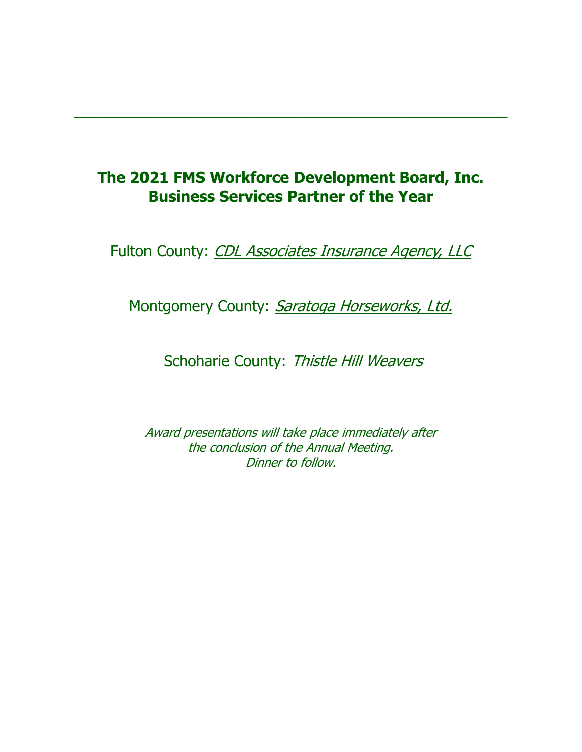---

## The 2021 FMS Workforce Development Board, Inc.
## Business Services Partner of the Year

Fulton County: *CDL Associates Insurance Agency, LLC*

Montgomery County: *Saratoga Horseworks, Ltd.*

Schoharie County: *Thistle Hill Weavers*

*Award presentations will take place immediately after the conclusion of the Annual Meeting. Dinner to follow.*